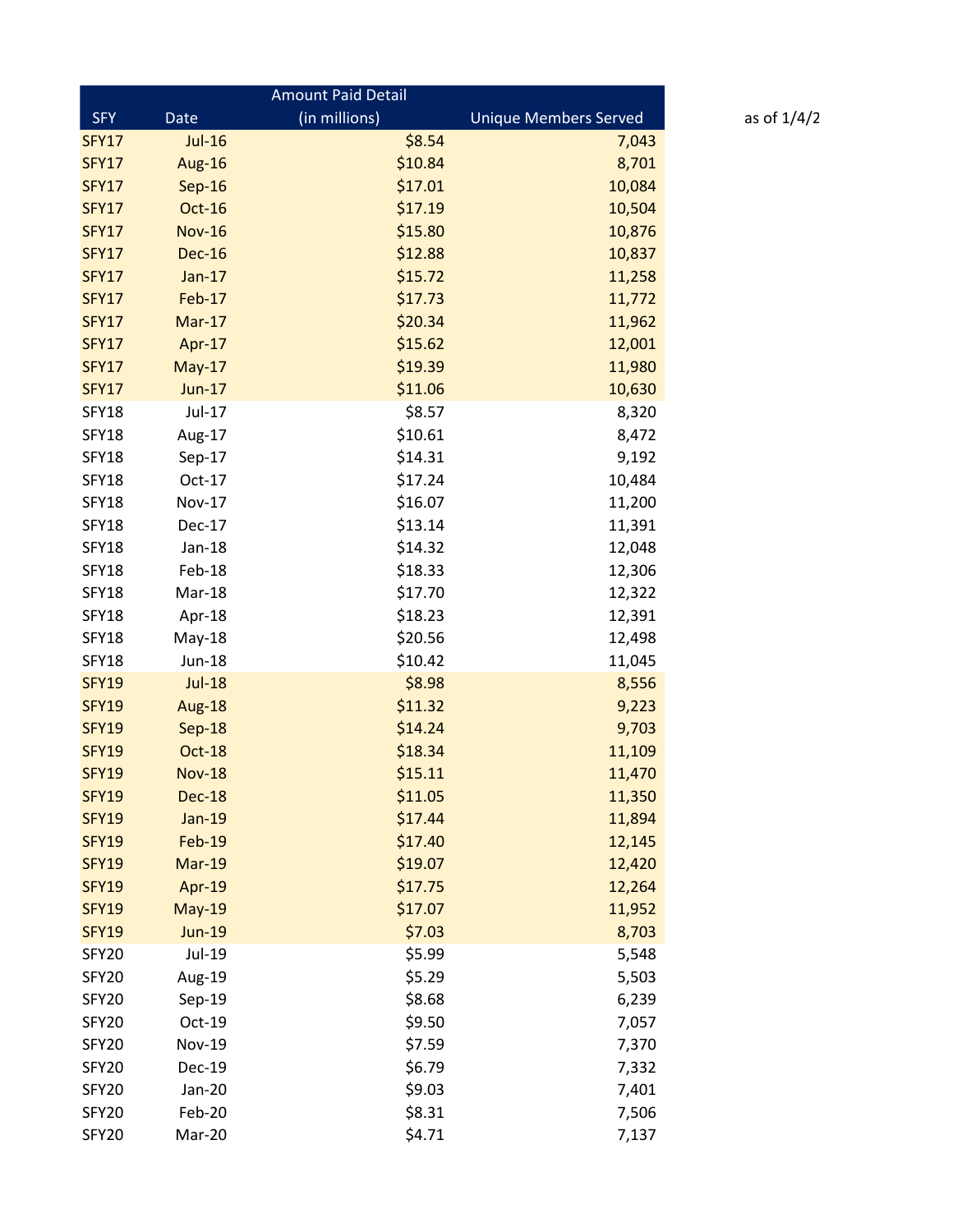as of 1/4/2

| SFY | Date | Amount Paid Detail (in millions) | Unique Members Served |
|---|---|---|---|
| SFY17 | Jul-16 | $8.54 | 7,043 |
| SFY17 | Aug-16 | $10.84 | 8,701 |
| SFY17 | Sep-16 | $17.01 | 10,084 |
| SFY17 | Oct-16 | $17.19 | 10,504 |
| SFY17 | Nov-16 | $15.80 | 10,876 |
| SFY17 | Dec-16 | $12.88 | 10,837 |
| SFY17 | Jan-17 | $15.72 | 11,258 |
| SFY17 | Feb-17 | $17.73 | 11,772 |
| SFY17 | Mar-17 | $20.34 | 11,962 |
| SFY17 | Apr-17 | $15.62 | 12,001 |
| SFY17 | May-17 | $19.39 | 11,980 |
| SFY17 | Jun-17 | $11.06 | 10,630 |
| SFY18 | Jul-17 | $8.57 | 8,320 |
| SFY18 | Aug-17 | $10.61 | 8,472 |
| SFY18 | Sep-17 | $14.31 | 9,192 |
| SFY18 | Oct-17 | $17.24 | 10,484 |
| SFY18 | Nov-17 | $16.07 | 11,200 |
| SFY18 | Dec-17 | $13.14 | 11,391 |
| SFY18 | Jan-18 | $14.32 | 12,048 |
| SFY18 | Feb-18 | $18.33 | 12,306 |
| SFY18 | Mar-18 | $17.70 | 12,322 |
| SFY18 | Apr-18 | $18.23 | 12,391 |
| SFY18 | May-18 | $20.56 | 12,498 |
| SFY18 | Jun-18 | $10.42 | 11,045 |
| SFY19 | Jul-18 | $8.98 | 8,556 |
| SFY19 | Aug-18 | $11.32 | 9,223 |
| SFY19 | Sep-18 | $14.24 | 9,703 |
| SFY19 | Oct-18 | $18.34 | 11,109 |
| SFY19 | Nov-18 | $15.11 | 11,470 |
| SFY19 | Dec-18 | $11.05 | 11,350 |
| SFY19 | Jan-19 | $17.44 | 11,894 |
| SFY19 | Feb-19 | $17.40 | 12,145 |
| SFY19 | Mar-19 | $19.07 | 12,420 |
| SFY19 | Apr-19 | $17.75 | 12,264 |
| SFY19 | May-19 | $17.07 | 11,952 |
| SFY19 | Jun-19 | $7.03 | 8,703 |
| SFY20 | Jul-19 | $5.99 | 5,548 |
| SFY20 | Aug-19 | $5.29 | 5,503 |
| SFY20 | Sep-19 | $8.68 | 6,239 |
| SFY20 | Oct-19 | $9.50 | 7,057 |
| SFY20 | Nov-19 | $7.59 | 7,370 |
| SFY20 | Dec-19 | $6.79 | 7,332 |
| SFY20 | Jan-20 | $9.03 | 7,401 |
| SFY20 | Feb-20 | $8.31 | 7,506 |
| SFY20 | Mar-20 | $4.71 | 7,137 |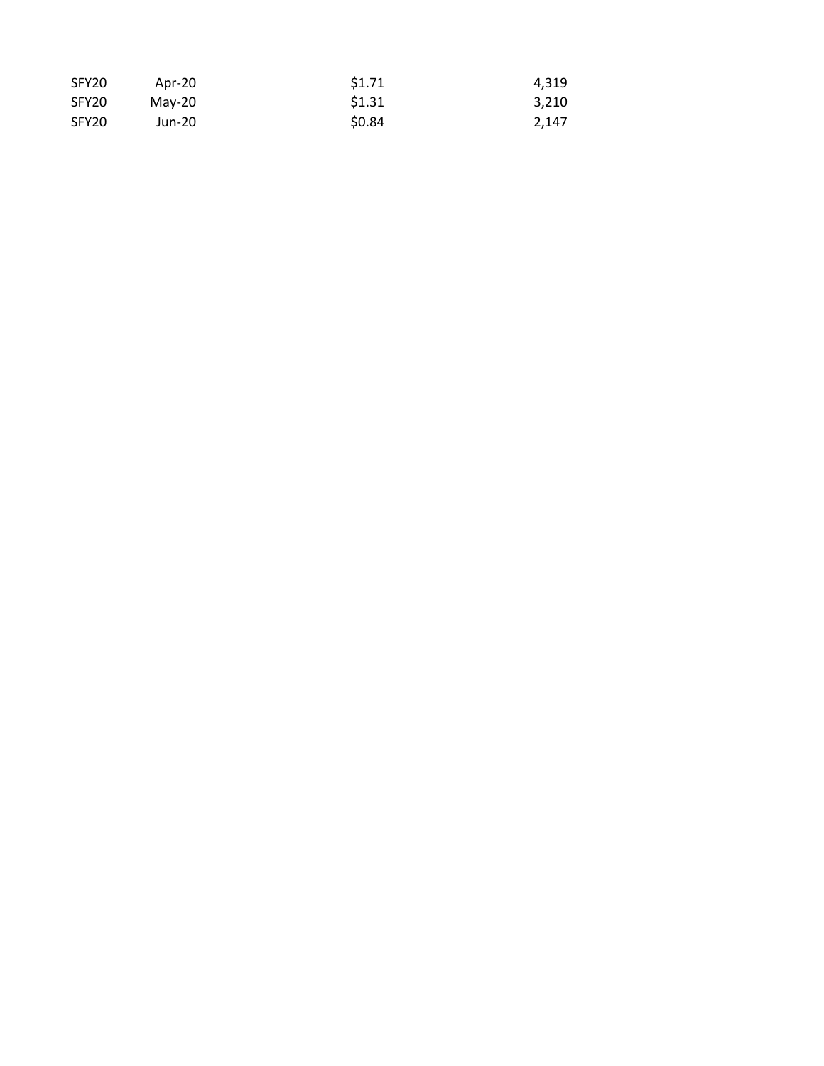| | | | |
|---|---|---|---|
| SFY20 | Apr-20 | $1.71 | 4,319 |
| SFY20 | May-20 | $1.31 | 3,210 |
| SFY20 | Jun-20 | $0.84 | 2,147 |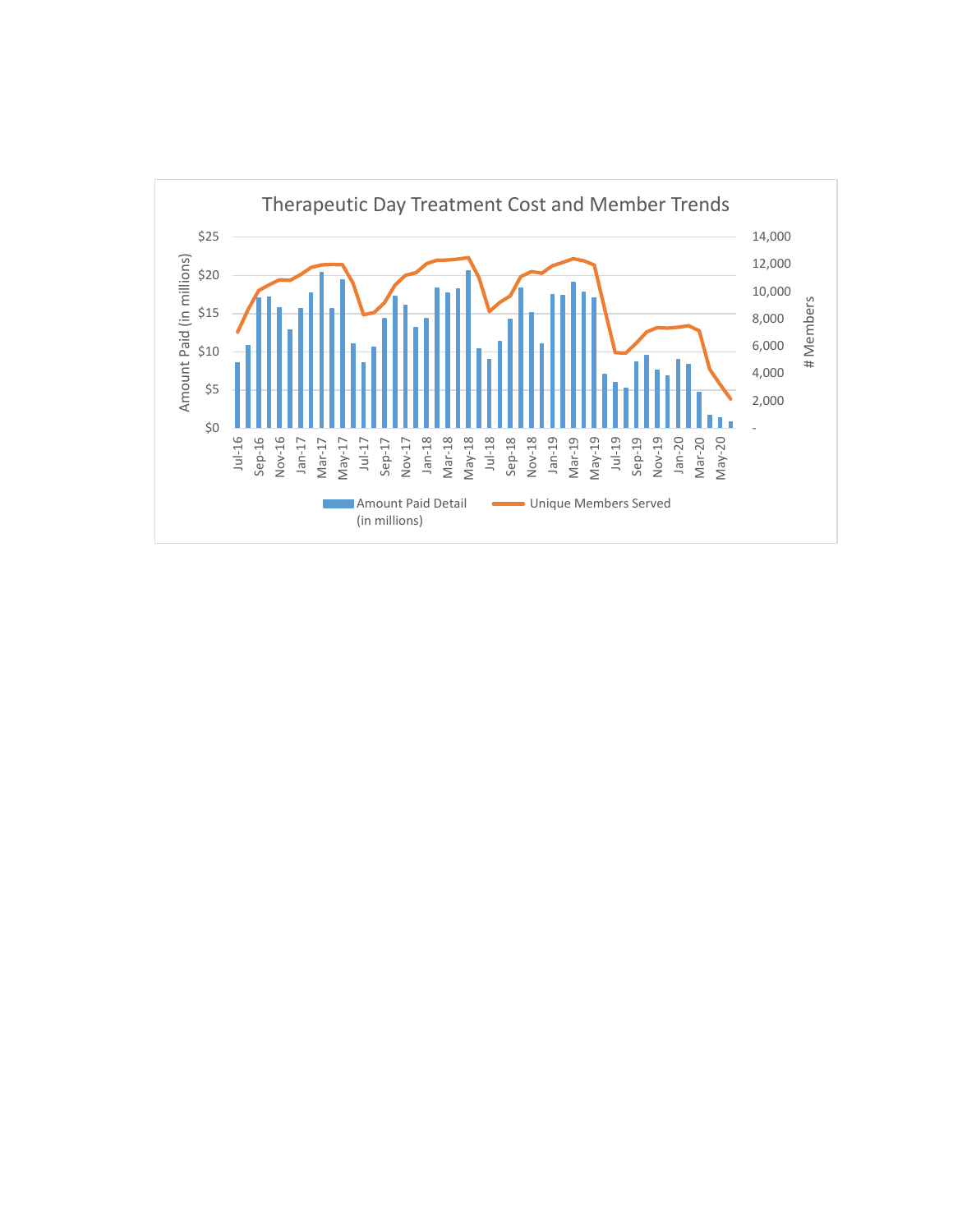Therapeutic Day Treatment Cost and Member Trends

Amount Paid (in millions)

$25
$20
$15
$10
$5
$0

# Members

14,000
12,000
10,000
8,000
6,000
4,000
2,000
-

Jul-16
Sep-16
Nov-16
Jan-17
Mar-17
May-17
Jul-17
Sep-17
Nov-17
Jan-18
Mar-18
May-18
Jul-18
Sep-18
Nov-18
Jan-19
Mar-19
May-19
Jul-19
Sep-19
Nov-19
Jan-20
Mar-20
May-20

Amount Paid Detail (in millions)

Unique Members Served